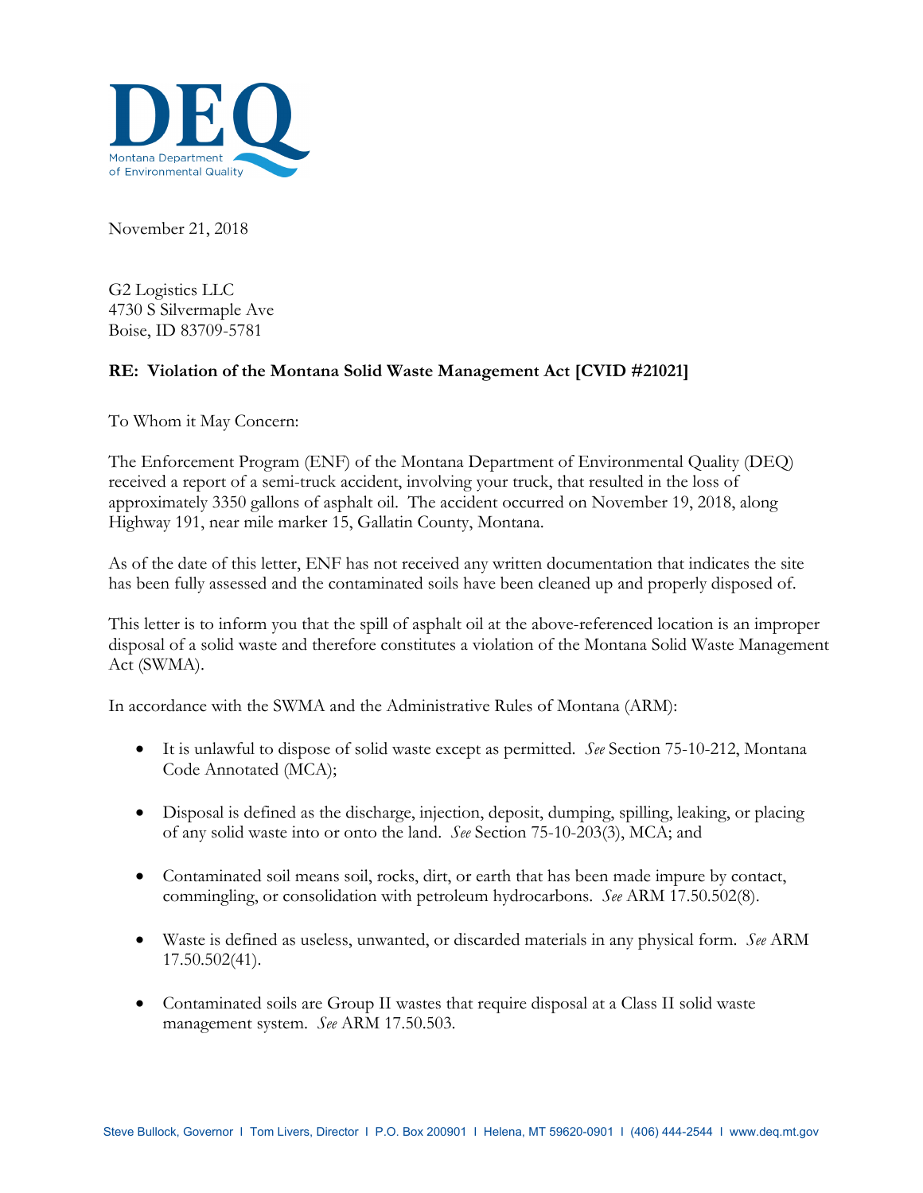DEQ
Montana Department of Environmental Quality

November 21, 2018

G2 Logistics LLC
4730 S Silvermaple Ave
Boise, ID 83709-5781

**RE: Violation of the Montana Solid Waste Management Act [CVID #21021]**

To Whom it May Concern:

The Enforcement Program (ENF) of the Montana Department of Environmental Quality (DEQ) received a report of a semi-truck accident, involving your truck, that resulted in the loss of approximately 3350 gallons of asphalt oil. The accident occurred on November 19, 2018, along Highway 191, near mile marker 15, Gallatin County, Montana.

As of the date of this letter, ENF has not received any written documentation that indicates the site has been fully assessed and the contaminated soils have been cleaned up and properly disposed of.

This letter is to inform you that the spill of asphalt oil at the above-referenced location is an improper disposal of a solid waste and therefore constitutes a violation of the Montana Solid Waste Management Act (SWMA).

In accordance with the SWMA and the Administrative Rules of Montana (ARM):

- It is unlawful to dispose of solid waste except as permitted. *See* Section 75-10-212, Montana Code Annotated (MCA);
- Disposal is defined as the discharge, injection, deposit, dumping, spilling, leaking, or placing of any solid waste into or onto the land. *See* Section 75-10-203(3), MCA; and
- Contaminated soil means soil, rocks, dirt, or earth that has been made impure by contact, commingling, or consolidation with petroleum hydrocarbons. *See* ARM 17.50.502(8).
- Waste is defined as useless, unwanted, or discarded materials in any physical form. *See* ARM 17.50.502(41).
- Contaminated soils are Group II wastes that require disposal at a Class II solid waste management system. *See* ARM 17.50.503.

Steve Bullock, Governor | Tom Livers, Director | P.O. Box 200901 | Helena, MT 59620-0901 | (406) 444-2544 | www.deq.mt.gov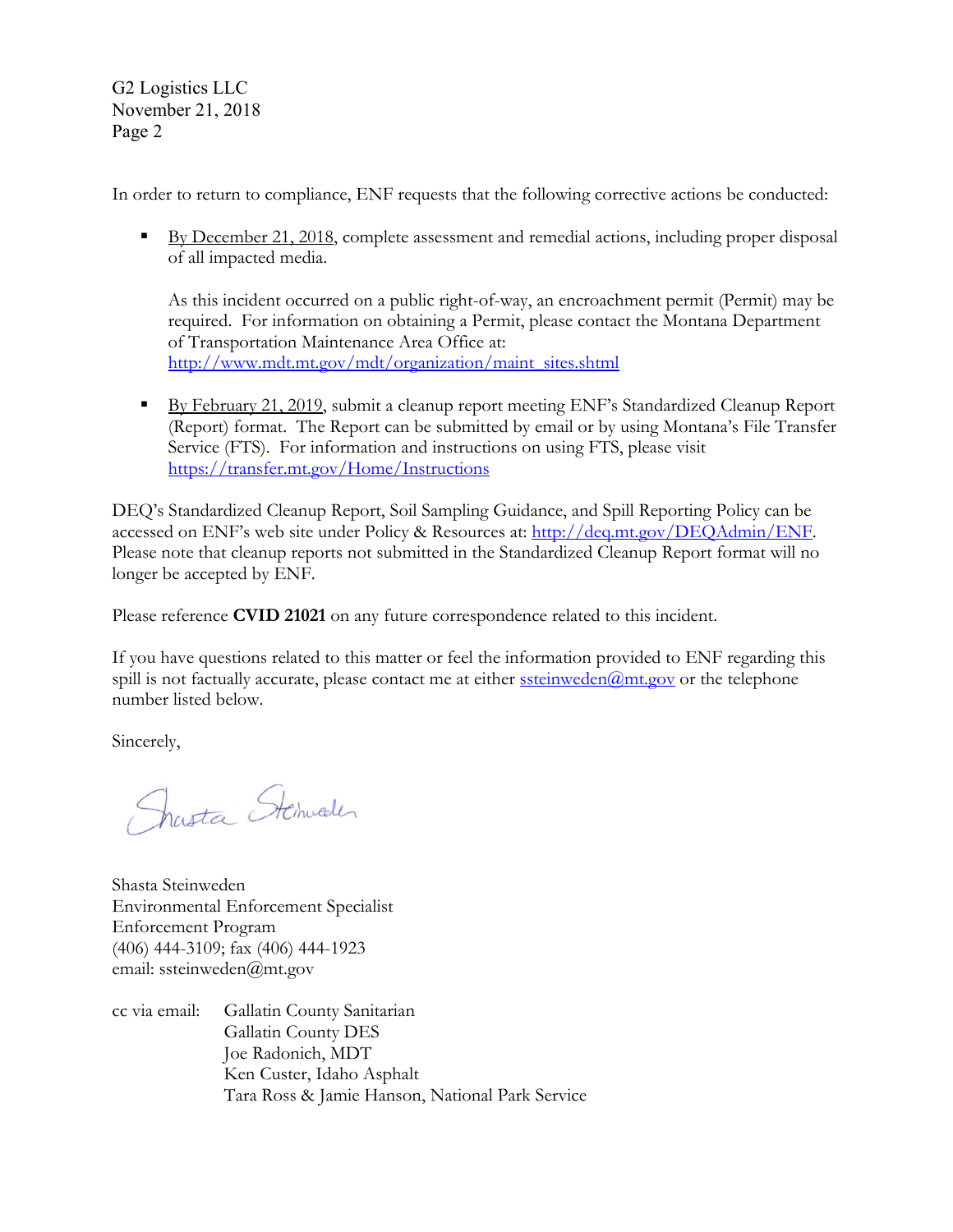In order to return to compliance, ENF requests that the following corrective actions be conducted:

- By December 21, 2018, complete assessment and remedial actions, including proper disposal of all impacted media.

  As this incident occurred on a public right-of-way, an encroachment permit (Permit) may be required. For information on obtaining a Permit, please contact the Montana Department of Transportation Maintenance Area Office at: http://www.mdt.mt.gov/mdt/organization/maint_sites.shtml

- By February 21, 2019, submit a cleanup report meeting ENF's Standardized Cleanup Report (Report) format. The Report can be submitted by email or by using Montana's File Transfer Service (FTS). For information and instructions on using FTS, please visit https://transfer.mt.gov/Home/Instructions

DEQ's Standardized Cleanup Report, Soil Sampling Guidance, and Spill Reporting Policy can be accessed on ENF's web site under Policy & Resources at: http://deq.mt.gov/DEQAdmin/ENF. Please note that cleanup reports not submitted in the Standardized Cleanup Report format will no longer be accepted by ENF.

Please reference **CVID 21021** on any future correspondence related to this incident.

If you have questions related to this matter or feel the information provided to ENF regarding this spill is not factually accurate, please contact me at either ssteinweden@mt.gov or the telephone number listed below.

Sincerely,

Shasta Steinweden

Shasta Steinweden
Environmental Enforcement Specialist
Enforcement Program
(406) 444-3109; fax (406) 444-1923
email: ssteinweden@mt.gov

cc via email: Gallatin County Sanitarian
Gallatin County DES
Joe Radonich, MDT
Ken Custer, Idaho Asphalt
Tara Ross & Jamie Hanson, National Park Service